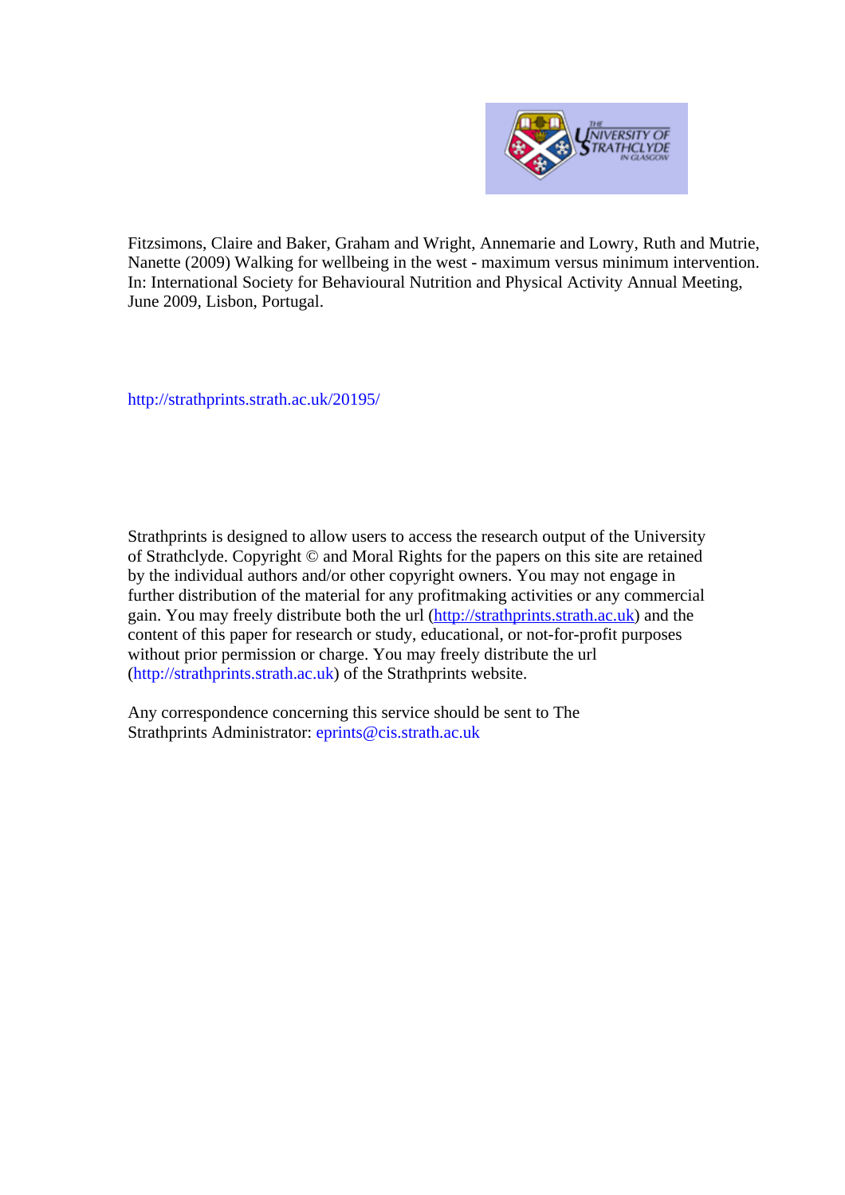Fitzsimons, Claire and Baker, Graham and Wright, Annemarie and Lowry, Ruth and Mutrie, Nanette (2009) Walking for wellbeing in the west - maximum versus minimum intervention. In: International Society for Behavioural Nutrition and Physical Activity Annual Meeting, June 2009, Lisbon, Portugal.

http://strathprints.strath.ac.uk/20195/

Strathprints is designed to allow users to access the research output of the University of Strathclyde. Copyright © and Moral Rights for the papers on this site are retained by the individual authors and/or other copyright owners. You may not engage in further distribution of the material for any profitmaking activities or any commercial gain. You may freely distribute both the url (http://strathprints.strath.ac.uk) and the content of this paper for research or study, educational, or not-for-profit purposes without prior permission or charge. You may freely distribute the url (http://strathprints.strath.ac.uk) of the Strathprints website.

Any correspondence concerning this service should be sent to The Strathprints Administrator: eprints@cis.strath.ac.uk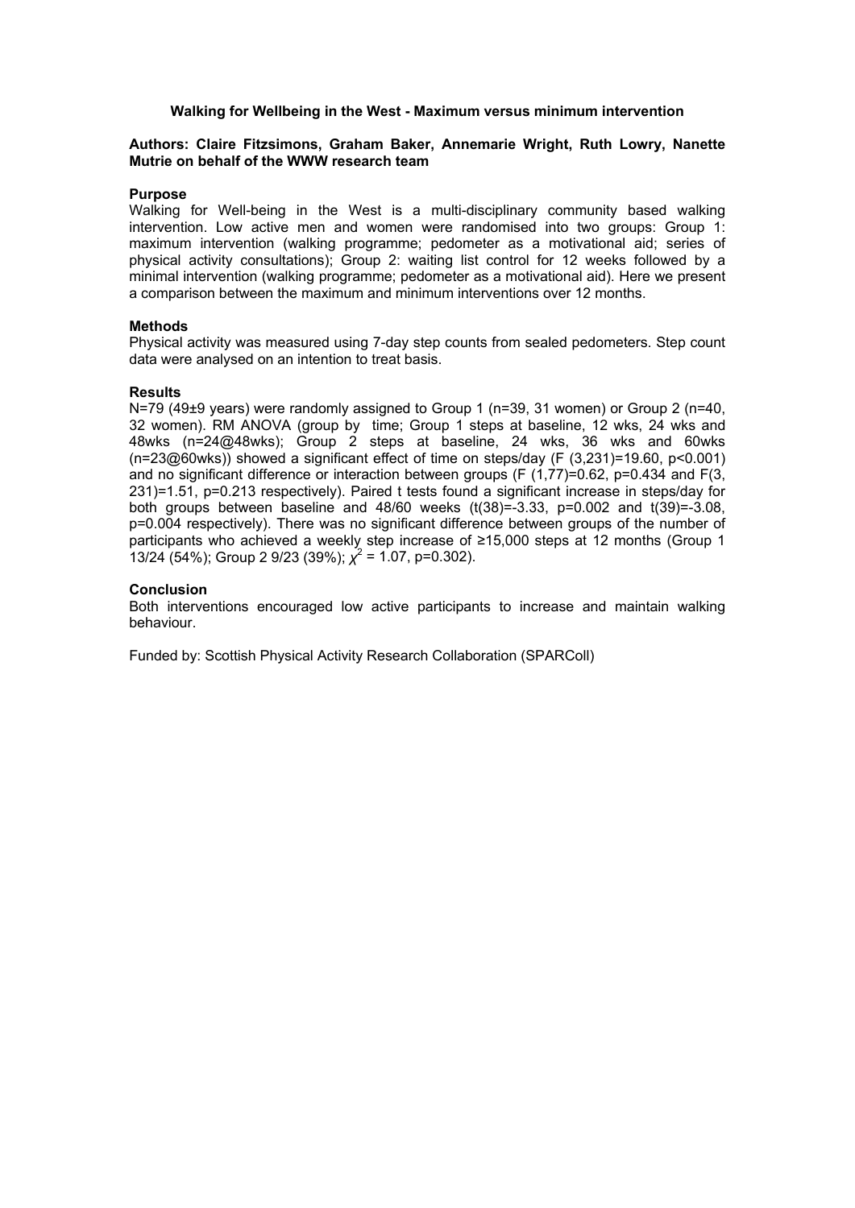**Walking for Wellbeing in the West - Maximum versus minimum intervention**

**Authors: Claire Fitzsimons, Graham Baker, Annemarie Wright, Ruth Lowry, Nanette Mutrie on behalf of the WWW research team**

**Purpose**

Walking for Well-being in the West is a multi-disciplinary community based walking intervention. Low active men and women were randomised into two groups: Group 1: maximum intervention (walking programme; pedometer as a motivational aid; series of physical activity consultations); Group 2: waiting list control for 12 weeks followed by a minimal intervention (walking programme; pedometer as a motivational aid). Here we present a comparison between the maximum and minimum interventions over 12 months.

**Methods**

Physical activity was measured using 7-day step counts from sealed pedometers. Step count data were analysed on an intention to treat basis.

**Results**

N=79 (49±9 years) were randomly assigned to Group 1 (n=39, 31 women) or Group 2 (n=40, 32 women). RM ANOVA (group by time; Group 1 steps at baseline, 12 wks, 24 wks and 48wks (n=24@48wks); Group 2 steps at baseline, 24 wks, 36 wks and 60wks (n=23@60wks)) showed a significant effect of time on steps/day ($F(3,231)=19.60$, $p<0.001$) and no significant difference or interaction between groups ($F(1,77)=0.62$, $p=0.434$ and $F(3, 231)=1.51$, $p=0.213$ respectively). Paired t tests found a significant increase in steps/day for both groups between baseline and 48/60 weeks ($t(38)=-3.33$, $p=0.002$ and $t(39)=-3.08$, $p=0.004$ respectively). There was no significant difference between groups of the number of participants who achieved a weekly step increase of ≥15,000 steps at 12 months (Group 1 13/24 (54%); Group 2 9/23 (39%); $\chi^2 = 1.07$, $p=0.302$).

**Conclusion**

Both interventions encouraged low active participants to increase and maintain walking behaviour.

Funded by: Scottish Physical Activity Research Collaboration (SPARColl)